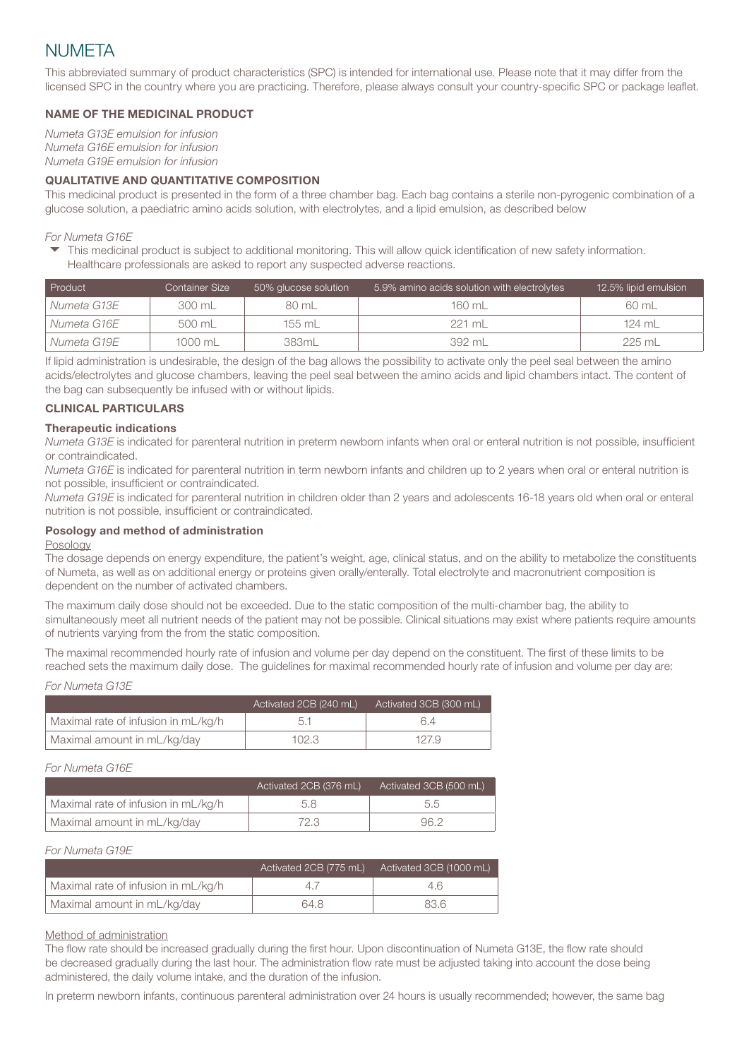# NUMETA

This abbreviated summary of product characteristics (SPC) is intended for international use. Please note that it may differ from the licensed SPC in the country where you are practicing. Therefore, please always consult your country-specific SPC or package leaflet.

### NAME OF THE MEDICINAL PRODUCT

*Numeta G13E emulsion for infusion*
*Numeta G16E emulsion for infusion*
*Numeta G19E emulsion for infusion*

### QUALITATIVE AND QUANTITATIVE COMPOSITION

This medicinal product is presented in the form of a three chamber bag. Each bag contains a sterile non-pyrogenic combination of a glucose solution, a paediatric amino acids solution, with electrolytes, and a lipid emulsion, as described below

*For Numeta G16E*

▼ This medicinal product is subject to additional monitoring. This will allow quick identification of new safety information. Healthcare professionals are asked to report any suspected adverse reactions.

| Product | Container Size | 50% glucose solution | 5.9% amino acids solution with electrolytes | 12.5% lipid emulsion |
|---|---|---|---|---|
| *Numeta G13E* | 300 mL | 80 mL | 160 mL | 60 mL |
| *Numeta G16E* | 500 mL | 155 mL | 221 mL | 124 mL |
| *Numeta G19E* | 1000 mL | 383mL | 392 mL | 225 mL |

If lipid administration is undesirable, the design of the bag allows the possibility to activate only the peel seal between the amino acids/electrolytes and glucose chambers, leaving the peel seal between the amino acids and lipid chambers intact. The content of the bag can subsequently be infused with or without lipids.

### CLINICAL PARTICULARS

#### Therapeutic indications

*Numeta G13E* is indicated for parenteral nutrition in preterm newborn infants when oral or enteral nutrition is not possible, insufficient or contraindicated.

*Numeta G16E* is indicated for parenteral nutrition in term newborn infants and children up to 2 years when oral or enteral nutrition is not possible, insufficient or contraindicated.

*Numeta G19E* is indicated for parenteral nutrition in children older than 2 years and adolescents 16-18 years old when oral or enteral nutrition is not possible, insufficient or contraindicated.

#### Posology and method of administration

Posology

The dosage depends on energy expenditure, the patient's weight, age, clinical status, and on the ability to metabolize the constituents of Numeta, as well as on additional energy or proteins given orally/enterally. Total electrolyte and macronutrient composition is dependent on the number of activated chambers.

The maximum daily dose should not be exceeded. Due to the static composition of the multi-chamber bag, the ability to simultaneously meet all nutrient needs of the patient may not be possible. Clinical situations may exist where patients require amounts of nutrients varying from the from the static composition.

The maximal recommended hourly rate of infusion and volume per day depend on the constituent. The first of these limits to be reached sets the maximum daily dose. The guidelines for maximal recommended hourly rate of infusion and volume per day are:

*For Numeta G13E*

| | Activated 2CB (240 mL) | Activated 3CB (300 mL) |
|---|---|---|
| Maximal rate of infusion in mL/kg/h | 5.1 | 6.4 |
| Maximal amount in mL/kg/day | 102.3 | 127.9 |

*For Numeta G16E*

| | Activated 2CB (376 mL) | Activated 3CB (500 mL) |
|---|---|---|
| Maximal rate of infusion in mL/kg/h | 5.8 | 5.5 |
| Maximal amount in mL/kg/day | 72.3 | 96.2 |

*For Numeta G19E*

| | Activated 2CB (775 mL) | Activated 3CB (1000 mL) |
|---|---|---|
| Maximal rate of infusion in mL/kg/h | 4.7 | 4.6 |
| Maximal amount in mL/kg/day | 64.8 | 83.6 |

Method of administration

The flow rate should be increased gradually during the first hour. Upon discontinuation of Numeta G13E, the flow rate should be decreased gradually during the last hour. The administration flow rate must be adjusted taking into account the dose being administered, the daily volume intake, and the duration of the infusion.

In preterm newborn infants, continuous parenteral administration over 24 hours is usually recommended; however, the same bag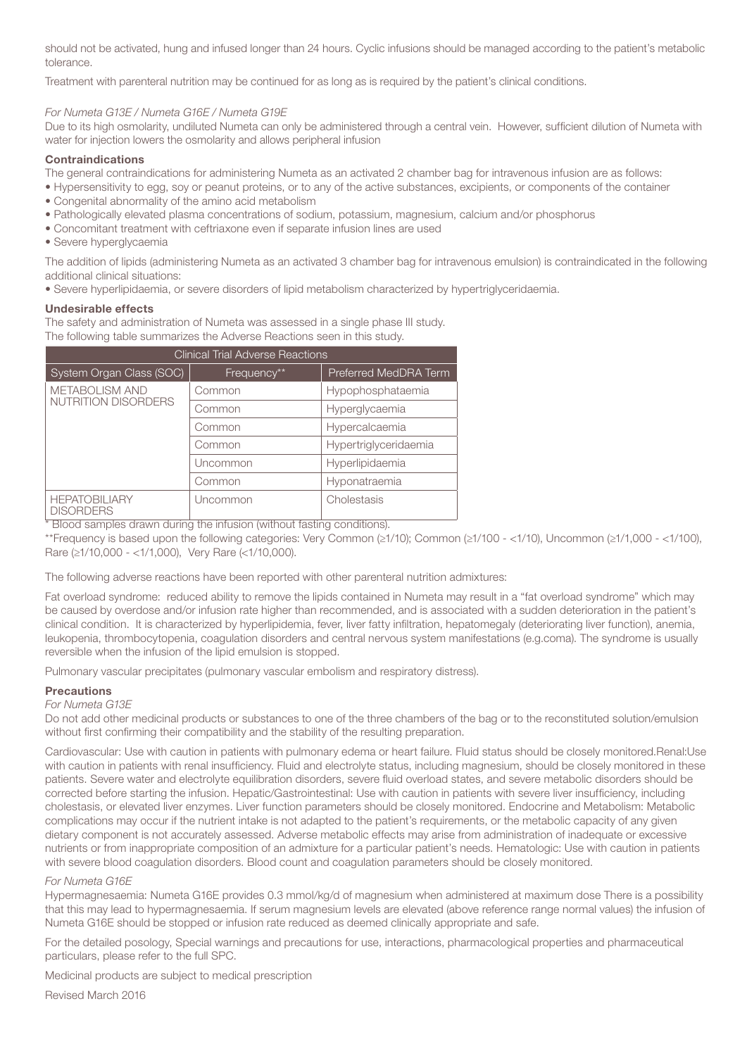should not be activated, hung and infused longer than 24 hours. Cyclic infusions should be managed according to the patient's metabolic tolerance.

Treatment with parenteral nutrition may be continued for as long as is required by the patient's clinical conditions.

*For Numeta G13E / Numeta G16E / Numeta G19E*

Due to its high osmolarity, undiluted Numeta can only be administered through a central vein. However, sufficient dilution of Numeta with water for injection lowers the osmolarity and allows peripheral infusion

**Contraindications**

The general contraindications for administering Numeta as an activated 2 chamber bag for intravenous infusion are as follows:

- Hypersensitivity to egg, soy or peanut proteins, or to any of the active substances, excipients, or components of the container
- Congenital abnormality of the amino acid metabolism
- Pathologically elevated plasma concentrations of sodium, potassium, magnesium, calcium and/or phosphorus
- Concomitant treatment with ceftriaxone even if separate infusion lines are used
- Severe hyperglycaemia

The addition of lipids (administering Numeta as an activated 3 chamber bag for intravenous emulsion) is contraindicated in the following additional clinical situations:

- Severe hyperlipidaemia, or severe disorders of lipid metabolism characterized by hypertriglyceridaemia.

**Undesirable effects**

The safety and administration of Numeta was assessed in a single phase III study.

The following table summarizes the Adverse Reactions seen in this study.

| Clinical Trial Adverse Reactions | | |
|---|---|---|
| System Organ Class (SOC) | Frequency** | Preferred MedDRA Term |
| METABOLISM AND NUTRITION DISORDERS | Common | Hypophosphataemia |
| | Common | Hyperglycaemia |
| | Common | Hypercalcaemia |
| | Common | Hypertriglyceridaemia |
| | Uncommon | Hyperlipidaemia |
| | Common | Hyponatraemia |
| HEPATOBILIARY DISORDERS | Uncommon | Cholestasis |

\* Blood samples drawn during the infusion (without fasting conditions).

\*\*Frequency is based upon the following categories: Very Common (≥1/10); Common (≥1/100 - <1/10), Uncommon (≥1/1,000 - <1/100), Rare (≥1/10,000 - <1/1,000), Very Rare (<1/10,000).

The following adverse reactions have been reported with other parenteral nutrition admixtures:

Fat overload syndrome: reduced ability to remove the lipids contained in Numeta may result in a "fat overload syndrome" which may be caused by overdose and/or infusion rate higher than recommended, and is associated with a sudden deterioration in the patient's clinical condition. It is characterized by hyperlipidemia, fever, liver fatty infiltration, hepatomegaly (deteriorating liver function), anemia, leukopenia, thrombocytopenia, coagulation disorders and central nervous system manifestations (e.g.coma). The syndrome is usually reversible when the infusion of the lipid emulsion is stopped.

Pulmonary vascular precipitates (pulmonary vascular embolism and respiratory distress).

**Precautions**

*For Numeta G13E*

Do not add other medicinal products or substances to one of the three chambers of the bag or to the reconstituted solution/emulsion without first confirming their compatibility and the stability of the resulting preparation.

Cardiovascular: Use with caution in patients with pulmonary edema or heart failure. Fluid status should be closely monitored.Renal:Use with caution in patients with renal insufficiency. Fluid and electrolyte status, including magnesium, should be closely monitored in these patients. Severe water and electrolyte equilibration disorders, severe fluid overload states, and severe metabolic disorders should be corrected before starting the infusion. Hepatic/Gastrointestinal: Use with caution in patients with severe liver insufficiency, including cholestasis, or elevated liver enzymes. Liver function parameters should be closely monitored. Endocrine and Metabolism: Metabolic complications may occur if the nutrient intake is not adapted to the patient's requirements, or the metabolic capacity of any given dietary component is not accurately assessed. Adverse metabolic effects may arise from administration of inadequate or excessive nutrients or from inappropriate composition of an admixture for a particular patient's needs. Hematologic: Use with caution in patients with severe blood coagulation disorders. Blood count and coagulation parameters should be closely monitored.

*For Numeta G16E*

Hypermagnesaemia: Numeta G16E provides 0.3 mmol/kg/d of magnesium when administered at maximum dose There is a possibility that this may lead to hypermagnesaemia. If serum magnesium levels are elevated (above reference range normal values) the infusion of Numeta G16E should be stopped or infusion rate reduced as deemed clinically appropriate and safe.

For the detailed posology, Special warnings and precautions for use, interactions, pharmacological properties and pharmaceutical particulars, please refer to the full SPC.

Medicinal products are subject to medical prescription

Revised March 2016